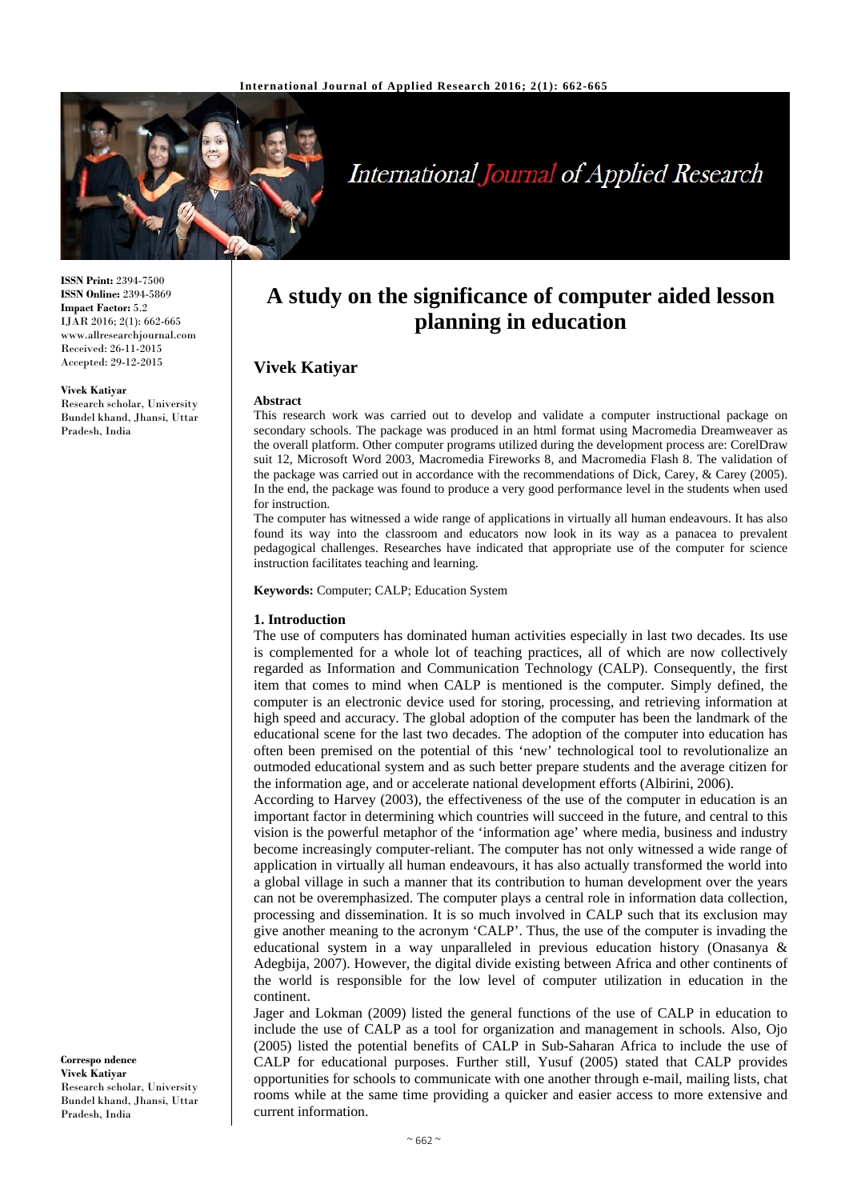**ISSN Print:** 2394-7500
**ISSN Online:** 2394-5869
**Impact Factor:** 5.2
IJAR 2016; 2(1): 662-665
www.allresearchjournal.com
Received: 26-11-2015
Accepted: 29-12-2015

**Vivek Katiyar**
Research scholar, University Bundel khand, Jhansi, Uttar Pradesh, India

**Correspondence**
**Vivek Katiyar**
Research scholar, University Bundel khand, Jhansi, Uttar Pradesh, India

# A study on the significance of computer aided lesson planning in education

## Vivek Katiyar

### Abstract

This research work was carried out to develop and validate a computer instructional package on secondary schools. The package was produced in an html format using Macromedia Dreamweaver as the overall platform. Other computer programs utilized during the development process are: CorelDraw suit 12, Microsoft Word 2003, Macromedia Fireworks 8, and Macromedia Flash 8. The validation of the package was carried out in accordance with the recommendations of Dick, Carey, & Carey (2005). In the end, the package was found to produce a very good performance level in the students when used for instruction.

The computer has witnessed a wide range of applications in virtually all human endeavours. It has also found its way into the classroom and educators now look in its way as a panacea to prevalent pedagogical challenges. Researches have indicated that appropriate use of the computer for science instruction facilitates teaching and learning.

**Keywords:** Computer; CALP; Education System

### 1. Introduction

The use of computers has dominated human activities especially in last two decades. Its use is complemented for a whole lot of teaching practices, all of which are now collectively regarded as Information and Communication Technology (CALP). Consequently, the first item that comes to mind when CALP is mentioned is the computer. Simply defined, the computer is an electronic device used for storing, processing, and retrieving information at high speed and accuracy. The global adoption of the computer has been the landmark of the educational scene for the last two decades. The adoption of the computer into education has often been premised on the potential of this 'new' technological tool to revolutionalize an outmoded educational system and as such better prepare students and the average citizen for the information age, and or accelerate national development efforts (Albirini, 2006).

According to Harvey (2003), the effectiveness of the use of the computer in education is an important factor in determining which countries will succeed in the future, and central to this vision is the powerful metaphor of the 'information age' where media, business and industry become increasingly computer-reliant. The computer has not only witnessed a wide range of application in virtually all human endeavours, it has also actually transformed the world into a global village in such a manner that its contribution to human development over the years can not be overemphasized. The computer plays a central role in information data collection, processing and dissemination. It is so much involved in CALP such that its exclusion may give another meaning to the acronym 'CALP'. Thus, the use of the computer is invading the educational system in a way unparalleled in previous education history (Onasanya & Adegbija, 2007). However, the digital divide existing between Africa and other continents of the world is responsible for the low level of computer utilization in education in the continent.

Jager and Lokman (2009) listed the general functions of the use of CALP in education to include the use of CALP as a tool for organization and management in schools. Also, Ojo (2005) listed the potential benefits of CALP in Sub-Saharan Africa to include the use of CALP for educational purposes. Further still, Yusuf (2005) stated that CALP provides opportunities for schools to communicate with one another through e-mail, mailing lists, chat rooms while at the same time providing a quicker and easier access to more extensive and current information.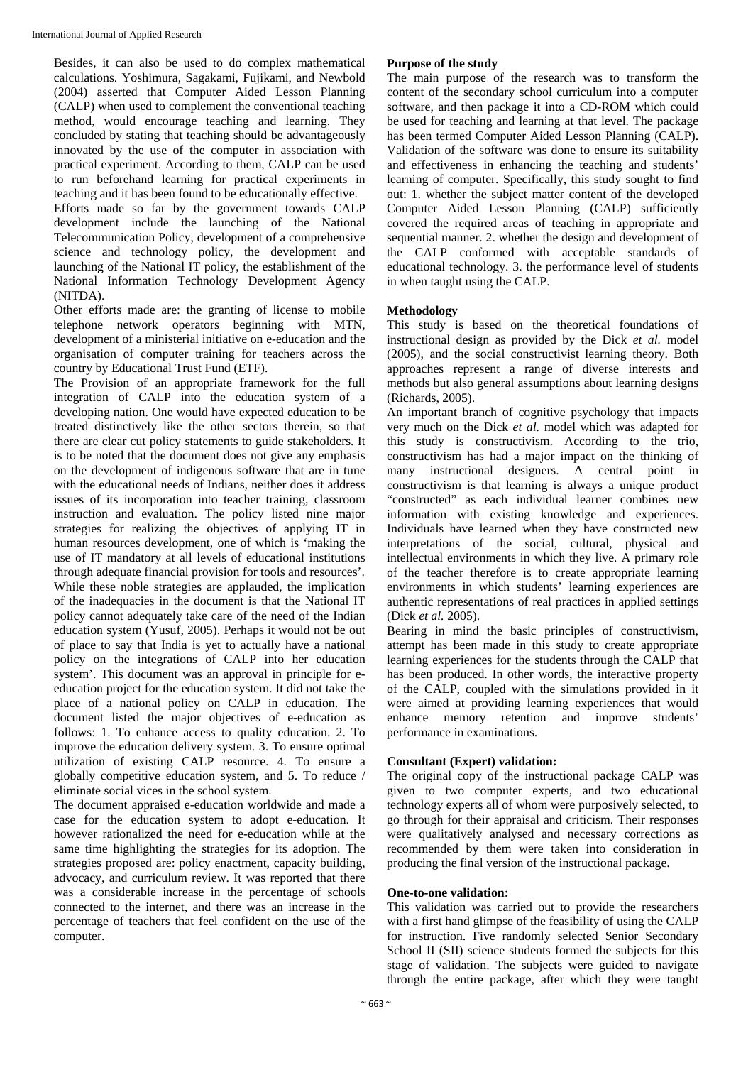Besides, it can also be used to do complex mathematical calculations. Yoshimura, Sagakami, Fujikami, and Newbold (2004) asserted that Computer Aided Lesson Planning (CALP) when used to complement the conventional teaching method, would encourage teaching and learning. They concluded by stating that teaching should be advantageously innovated by the use of the computer in association with practical experiment. According to them, CALP can be used to run beforehand learning for practical experiments in teaching and it has been found to be educationally effective.

Efforts made so far by the government towards CALP development include the launching of the National Telecommunication Policy, development of a comprehensive science and technology policy, the development and launching of the National IT policy, the establishment of the National Information Technology Development Agency (NITDA).

Other efforts made are: the granting of license to mobile telephone network operators beginning with MTN, development of a ministerial initiative on e-education and the organisation of computer training for teachers across the country by Educational Trust Fund (ETF).

The Provision of an appropriate framework for the full integration of CALP into the education system of a developing nation. One would have expected education to be treated distinctively like the other sectors therein, so that there are clear cut policy statements to guide stakeholders. It is to be noted that the document does not give any emphasis on the development of indigenous software that are in tune with the educational needs of Indians, neither does it address issues of its incorporation into teacher training, classroom instruction and evaluation. The policy listed nine major strategies for realizing the objectives of applying IT in human resources development, one of which is 'making the use of IT mandatory at all levels of educational institutions through adequate financial provision for tools and resources'. While these noble strategies are applauded, the implication of the inadequacies in the document is that the National IT policy cannot adequately take care of the need of the Indian education system (Yusuf, 2005). Perhaps it would not be out of place to say that India is yet to actually have a national policy on the integrations of CALP into her education system'. This document was an approval in principle for e-education project for the education system. It did not take the place of a national policy on CALP in education. The document listed the major objectives of e-education as follows: 1. To enhance access to quality education. 2. To improve the education delivery system. 3. To ensure optimal utilization of existing CALP resource. 4. To ensure a globally competitive education system, and 5. To reduce / eliminate social vices in the school system.

The document appraised e-education worldwide and made a case for the education system to adopt e-education. It however rationalized the need for e-education while at the same time highlighting the strategies for its adoption. The strategies proposed are: policy enactment, capacity building, advocacy, and curriculum review. It was reported that there was a considerable increase in the percentage of schools connected to the internet, and there was an increase in the percentage of teachers that feel confident on the use of the computer.

**Purpose of the study**

The main purpose of the research was to transform the content of the secondary school curriculum into a computer software, and then package it into a CD-ROM which could be used for teaching and learning at that level. The package has been termed Computer Aided Lesson Planning (CALP). Validation of the software was done to ensure its suitability and effectiveness in enhancing the teaching and students' learning of computer. Specifically, this study sought to find out: 1. whether the subject matter content of the developed Computer Aided Lesson Planning (CALP) sufficiently covered the required areas of teaching in appropriate and sequential manner. 2. whether the design and development of the CALP conformed with acceptable standards of educational technology. 3. the performance level of students in when taught using the CALP.

**Methodology**

This study is based on the theoretical foundations of instructional design as provided by the Dick *et al.* model (2005), and the social constructivist learning theory. Both approaches represent a range of diverse interests and methods but also general assumptions about learning designs (Richards, 2005).

An important branch of cognitive psychology that impacts very much on the Dick *et al.* model which was adapted for this study is constructivism. According to the trio, constructivism has had a major impact on the thinking of many instructional designers. A central point in constructivism is that learning is always a unique product "constructed" as each individual learner combines new information with existing knowledge and experiences. Individuals have learned when they have constructed new interpretations of the social, cultural, physical and intellectual environments in which they live. A primary role of the teacher therefore is to create appropriate learning environments in which students' learning experiences are authentic representations of real practices in applied settings (Dick *et al.* 2005).

Bearing in mind the basic principles of constructivism, attempt has been made in this study to create appropriate learning experiences for the students through the CALP that has been produced. In other words, the interactive property of the CALP, coupled with the simulations provided in it were aimed at providing learning experiences that would enhance memory retention and improve students' performance in examinations.

**Consultant (Expert) validation:**

The original copy of the instructional package CALP was given to two computer experts, and two educational technology experts all of whom were purposively selected, to go through for their appraisal and criticism. Their responses were qualitatively analysed and necessary corrections as recommended by them were taken into consideration in producing the final version of the instructional package.

**One-to-one validation:**

This validation was carried out to provide the researchers with a first hand glimpse of the feasibility of using the CALP for instruction. Five randomly selected Senior Secondary School II (SII) science students formed the subjects for this stage of validation. The subjects were guided to navigate through the entire package, after which they were taught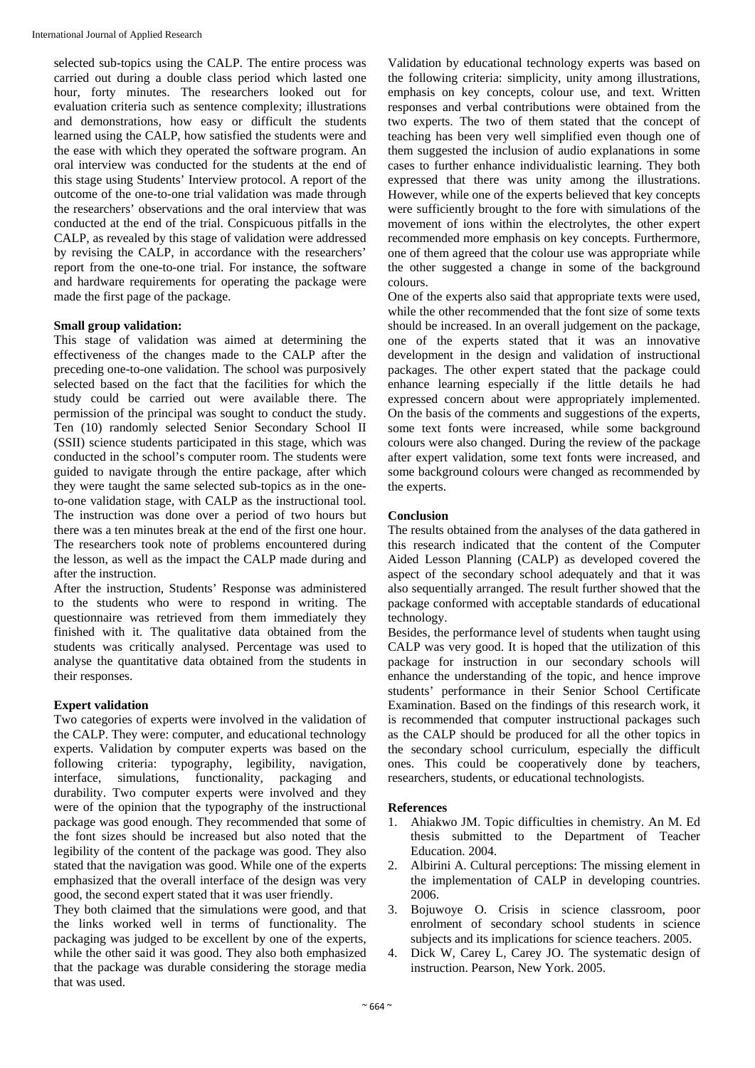selected sub-topics using the CALP. The entire process was carried out during a double class period which lasted one hour, forty minutes. The researchers looked out for evaluation criteria such as sentence complexity; illustrations and demonstrations, how easy or difficult the students learned using the CALP, how satisfied the students were and the ease with which they operated the software program. An oral interview was conducted for the students at the end of this stage using Students' Interview protocol. A report of the outcome of the one-to-one trial validation was made through the researchers' observations and the oral interview that was conducted at the end of the trial. Conspicuous pitfalls in the CALP, as revealed by this stage of validation were addressed by revising the CALP, in accordance with the researchers' report from the one-to-one trial. For instance, the software and hardware requirements for operating the package were made the first page of the package.

**Small group validation:**

This stage of validation was aimed at determining the effectiveness of the changes made to the CALP after the preceding one-to-one validation. The school was purposively selected based on the fact that the facilities for which the study could be carried out were available there. The permission of the principal was sought to conduct the study. Ten (10) randomly selected Senior Secondary School II (SSII) science students participated in this stage, which was conducted in the school's computer room. The students were guided to navigate through the entire package, after which they were taught the same selected sub-topics as in the one-to-one validation stage, with CALP as the instructional tool. The instruction was done over a period of two hours but there was a ten minutes break at the end of the first one hour. The researchers took note of problems encountered during the lesson, as well as the impact the CALP made during and after the instruction.

After the instruction, Students' Response was administered to the students who were to respond in writing. The questionnaire was retrieved from them immediately they finished with it. The qualitative data obtained from the students was critically analysed. Percentage was used to analyse the quantitative data obtained from the students in their responses.

**Expert validation**

Two categories of experts were involved in the validation of the CALP. They were: computer, and educational technology experts. Validation by computer experts was based on the following criteria: typography, legibility, navigation, interface, simulations, functionality, packaging and durability. Two computer experts were involved and they were of the opinion that the typography of the instructional package was good enough. They recommended that some of the font sizes should be increased but also noted that the legibility of the content of the package was good. They also stated that the navigation was good. While one of the experts emphasized that the overall interface of the design was very good, the second expert stated that it was user friendly.

They both claimed that the simulations were good, and that the links worked well in terms of functionality. The packaging was judged to be excellent by one of the experts, while the other said it was good. They also both emphasized that the package was durable considering the storage media that was used.

Validation by educational technology experts was based on the following criteria: simplicity, unity among illustrations, emphasis on key concepts, colour use, and text. Written responses and verbal contributions were obtained from the two experts. The two of them stated that the concept of teaching has been very well simplified even though one of them suggested the inclusion of audio explanations in some cases to further enhance individualistic learning. They both expressed that there was unity among the illustrations. However, while one of the experts believed that key concepts were sufficiently brought to the fore with simulations of the movement of ions within the electrolytes, the other expert recommended more emphasis on key concepts. Furthermore, one of them agreed that the colour use was appropriate while the other suggested a change in some of the background colours.

One of the experts also said that appropriate texts were used, while the other recommended that the font size of some texts should be increased. In an overall judgement on the package, one of the experts stated that it was an innovative development in the design and validation of instructional packages. The other expert stated that the package could enhance learning especially if the little details he had expressed concern about were appropriately implemented. On the basis of the comments and suggestions of the experts, some text fonts were increased, while some background colours were also changed. During the review of the package after expert validation, some text fonts were increased, and some background colours were changed as recommended by the experts.

**Conclusion**

The results obtained from the analyses of the data gathered in this research indicated that the content of the Computer Aided Lesson Planning (CALP) as developed covered the aspect of the secondary school adequately and that it was also sequentially arranged. The result further showed that the package conformed with acceptable standards of educational technology.

Besides, the performance level of students when taught using CALP was very good. It is hoped that the utilization of this package for instruction in our secondary schools will enhance the understanding of the topic, and hence improve students' performance in their Senior School Certificate Examination. Based on the findings of this research work, it is recommended that computer instructional packages such as the CALP should be produced for all the other topics in the secondary school curriculum, especially the difficult ones. This could be cooperatively done by teachers, researchers, students, or educational technologists.

**References**

1. Ahiakwo JM. Topic difficulties in chemistry. An M. Ed thesis submitted to the Department of Teacher Education. 2004.
2. Albirini A. Cultural perceptions: The missing element in the implementation of CALP in developing countries. 2006.
3. Bojuwoye O. Crisis in science classroom, poor enrolment of secondary school students in science subjects and its implications for science teachers. 2005.
4. Dick W, Carey L, Carey JO. The systematic design of instruction. Pearson, New York. 2005.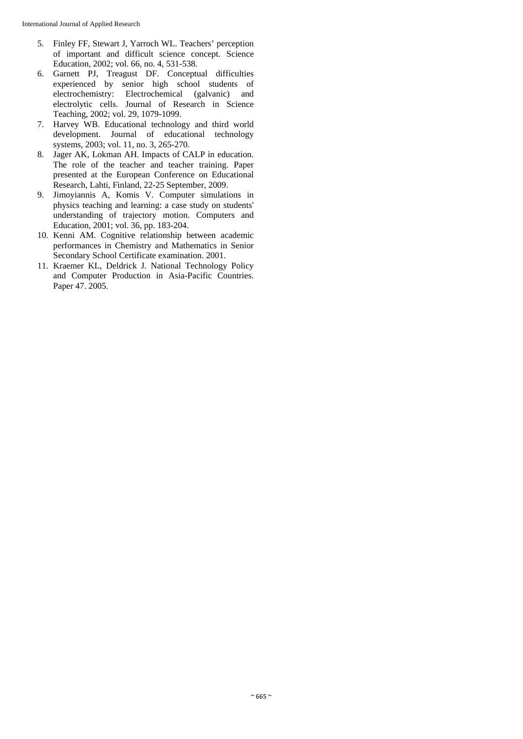5. Finley FF, Stewart J, Yarroch WL. Teachers' perception of important and difficult science concept. Science Education, 2002; vol. 66, no. 4, 531-538.
6. Garnett PJ, Treagust DF. Conceptual difficulties experienced by senior high school students of electrochemistry: Electrochemical (galvanic) and electrolytic cells. Journal of Research in Science Teaching, 2002; vol. 29, 1079-1099.
7. Harvey WB. Educational technology and third world development. Journal of educational technology systems, 2003; vol. 11, no. 3, 265-270.
8. Jager AK, Lokman AH. Impacts of CALP in education. The role of the teacher and teacher training. Paper presented at the European Conference on Educational Research, Lahti, Finland, 22-25 September, 2009.
9. Jimoyiannis A, Komis V. Computer simulations in physics teaching and learning: a case study on students' understanding of trajectory motion. Computers and Education, 2001; vol. 36, pp. 183-204.
10. Kenni AM. Cognitive relationship between academic performances in Chemistry and Mathematics in Senior Secondary School Certificate examination. 2001.
11. Kraemer KL, Deldrick J. National Technology Policy and Computer Production in Asia-Pacific Countries. Paper 47. 2005.